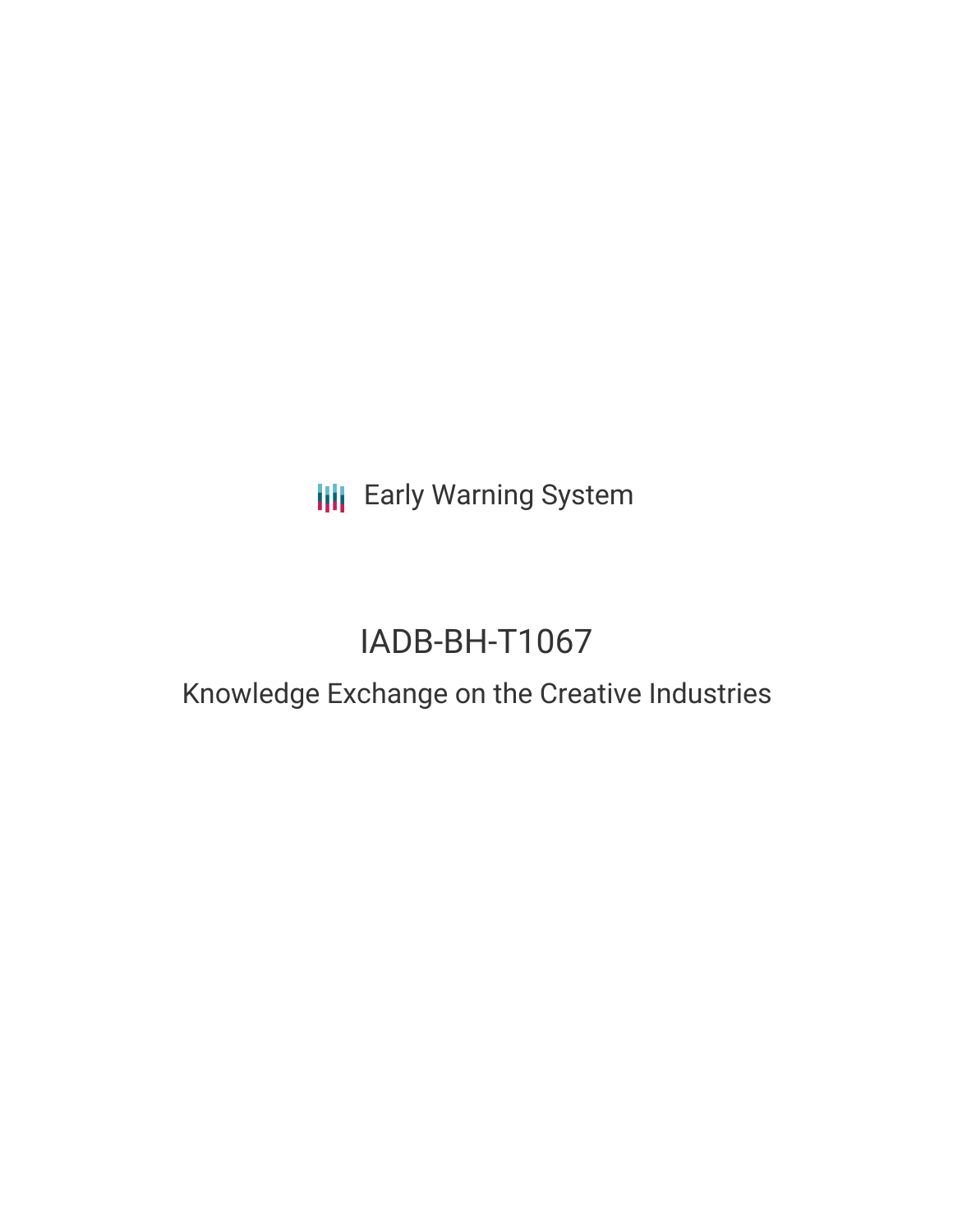Early Warning System

# IADB-BH-T1067

## Knowledge Exchange on the Creative Industries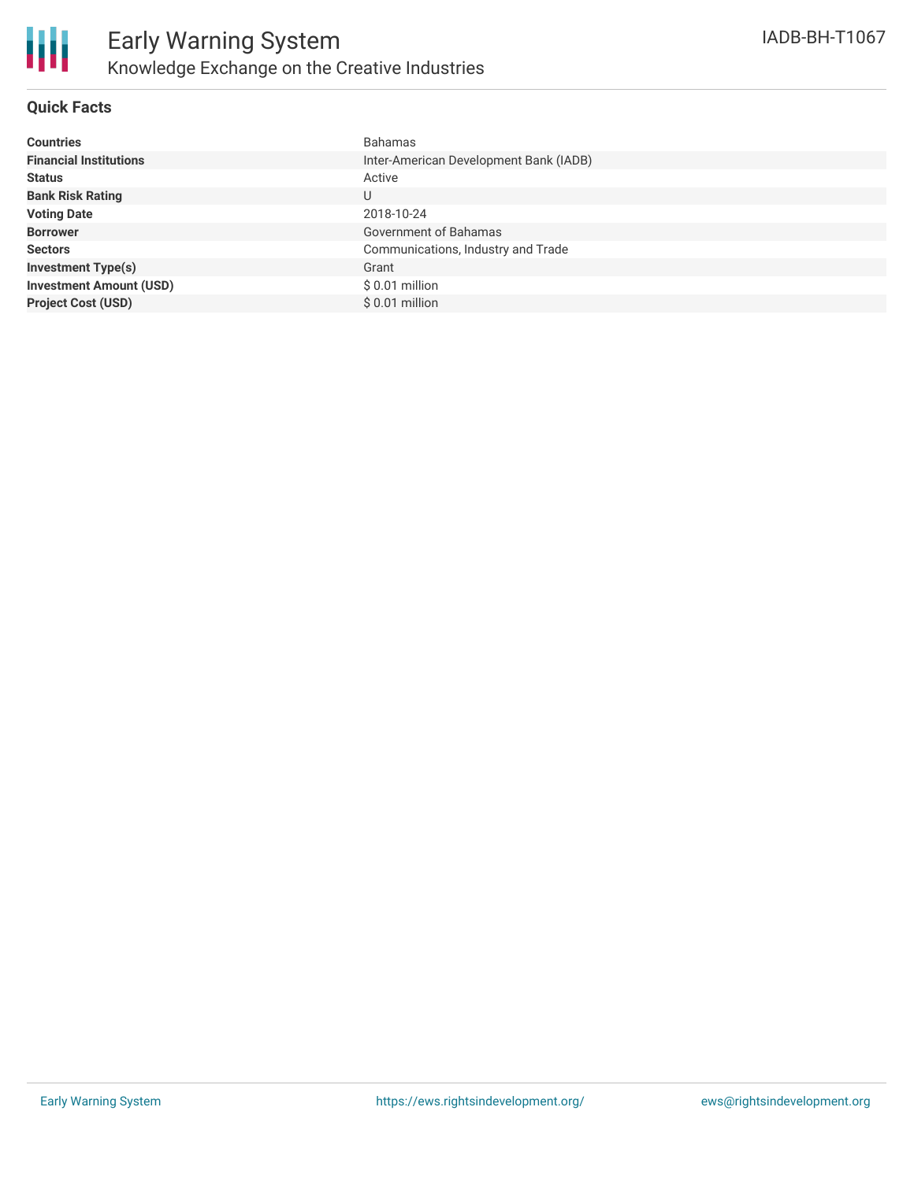# Early Warning System

## Knowledge Exchange on the Creative Industries

IADB-BH-T1067

### Quick Facts

| | |
|---|---|
| **Countries** | Bahamas |
| **Financial Institutions** | Inter-American Development Bank (IADB) |
| **Status** | Active |
| **Bank Risk Rating** | U |
| **Voting Date** | 2018-10-24 |
| **Borrower** | Government of Bahamas |
| **Sectors** | Communications, Industry and Trade |
| **Investment Type(s)** | Grant |
| **Investment Amount (USD)** | $ 0.01 million |
| **Project Cost (USD)** | $ 0.01 million |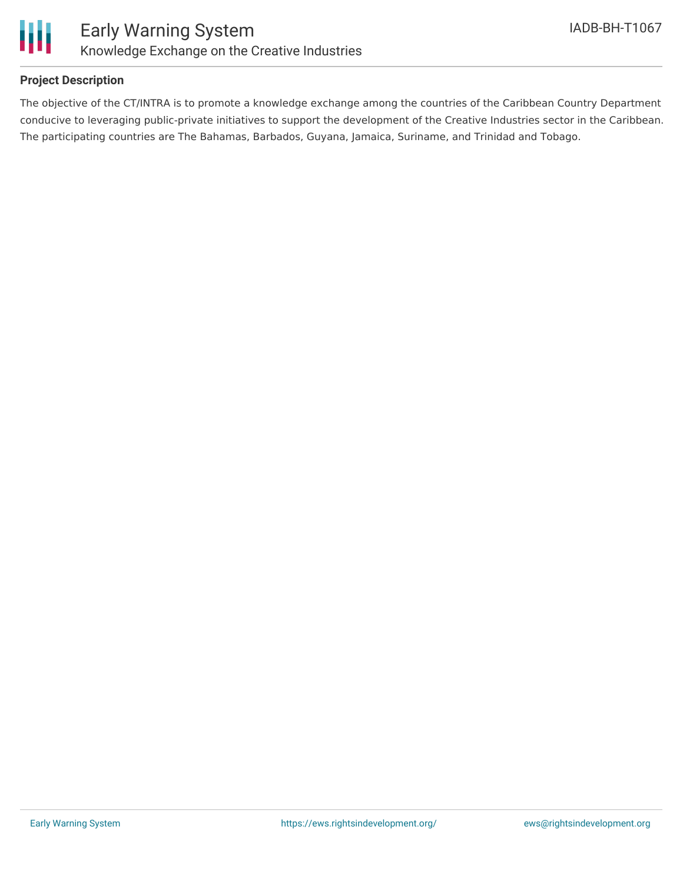## Project Description

The objective of the CT/INTRA is to promote a knowledge exchange among the countries of the Caribbean Country Department conducive to leveraging public-private initiatives to support the development of the Creative Industries sector in the Caribbean. The participating countries are The Bahamas, Barbados, Guyana, Jamaica, Suriname, and Trinidad and Tobago.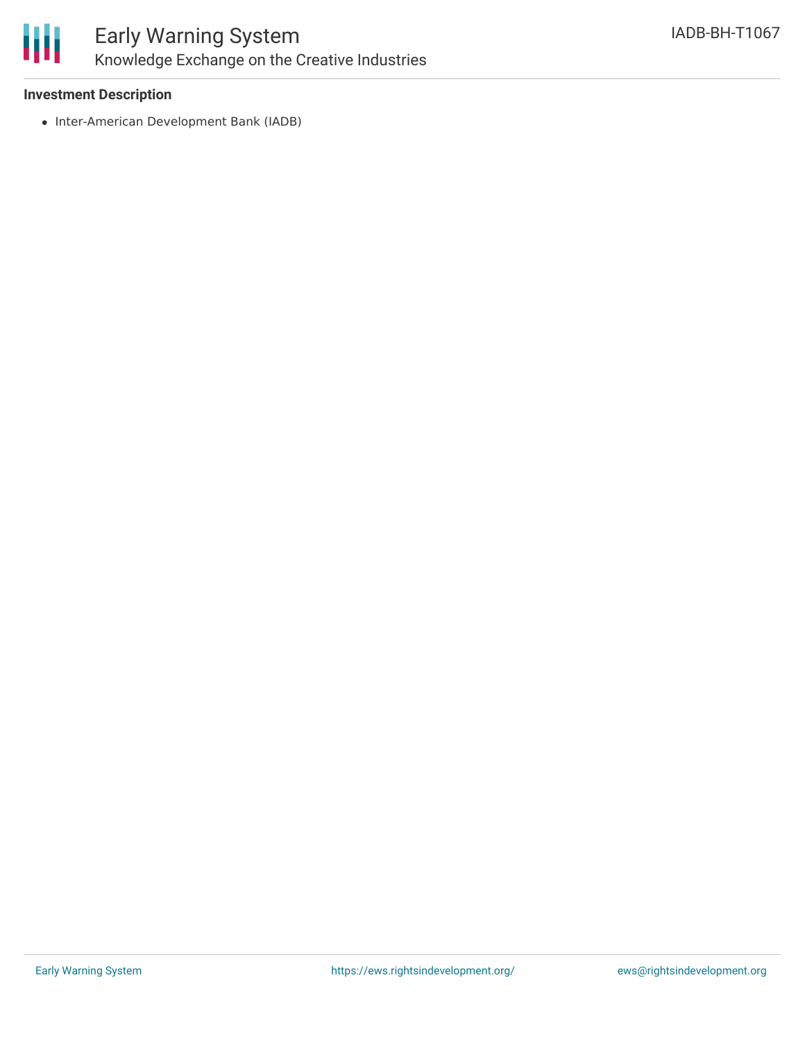**Investment Description**

- Inter-American Development Bank (IADB)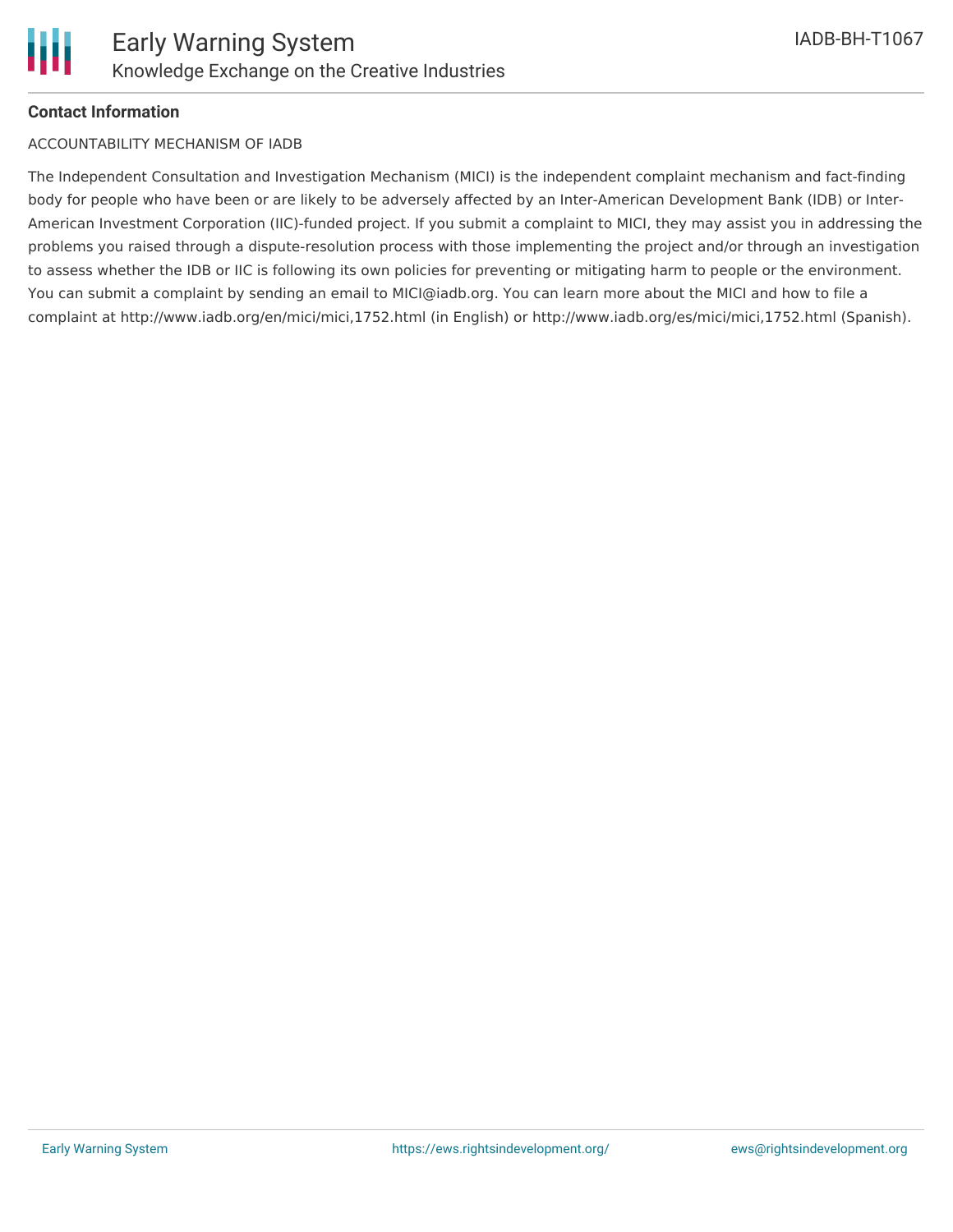**Contact Information**

ACCOUNTABILITY MECHANISM OF IADB

The Independent Consultation and Investigation Mechanism (MICI) is the independent complaint mechanism and fact-finding body for people who have been or are likely to be adversely affected by an Inter-American Development Bank (IDB) or Inter-American Investment Corporation (IIC)-funded project. If you submit a complaint to MICI, they may assist you in addressing the problems you raised through a dispute-resolution process with those implementing the project and/or through an investigation to assess whether the IDB or IIC is following its own policies for preventing or mitigating harm to people or the environment. You can submit a complaint by sending an email to MICI@iadb.org. You can learn more about the MICI and how to file a complaint at http://www.iadb.org/en/mici/mici,1752.html (in English) or http://www.iadb.org/es/mici/mici,1752.html (Spanish).